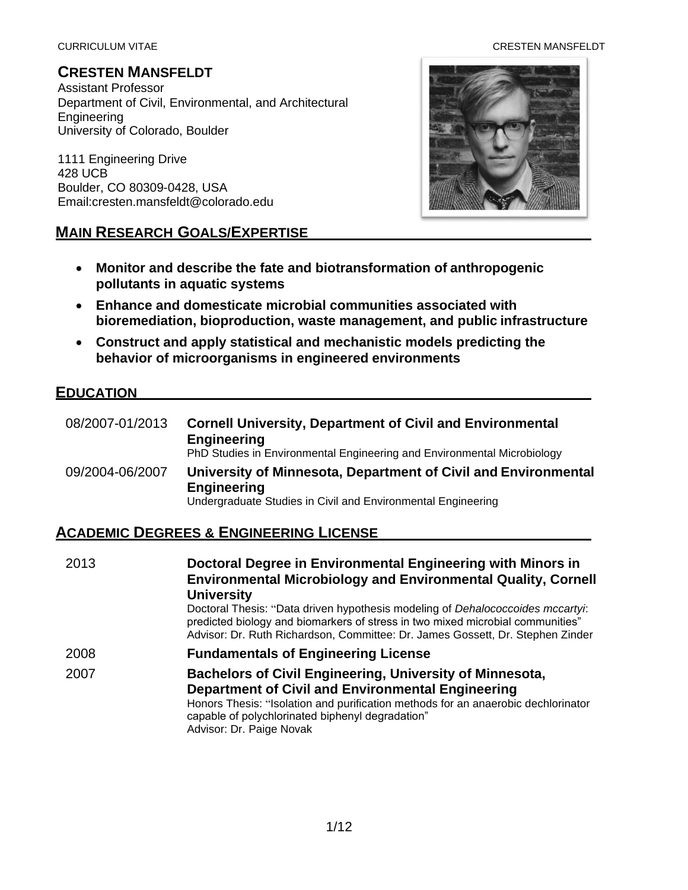# CRESTEN MANSFELDT

Assistant Professor
Department of Civil, Environmental, and Architectural Engineering
University of Colorado, Boulder

1111 Engineering Drive
428 UCB
Boulder, CO 80309-0428, USA
Email:cresten.mansfeldt@colorado.edu

## MAIN RESEARCH GOALS/EXPERTISE

- **Monitor and describe the fate and biotransformation of anthropogenic pollutants in aquatic systems**
- **Enhance and domesticate microbial communities associated with bioremediation, bioproduction, waste management, and public infrastructure**
- **Construct and apply statistical and mechanistic models predicting the behavior of microorganisms in engineered environments**

## EDUCATION

08/2007-01/2013 — **Cornell University, Department of Civil and Environmental Engineering**
PhD Studies in Environmental Engineering and Environmental Microbiology

09/2004-06/2007 — **University of Minnesota, Department of Civil and Environmental Engineering**
Undergraduate Studies in Civil and Environmental Engineering

## ACADEMIC DEGREES & ENGINEERING LICENSE

2013 — **Doctoral Degree in Environmental Engineering with Minors in Environmental Microbiology and Environmental Quality, Cornell University**
Doctoral Thesis: "Data driven hypothesis modeling of *Dehalococcoides mccartyi*: predicted biology and biomarkers of stress in two mixed microbial communities"
Advisor: Dr. Ruth Richardson, Committee: Dr. James Gossett, Dr. Stephen Zinder

2008 — **Fundamentals of Engineering License**

2007 — **Bachelors of Civil Engineering, University of Minnesota, Department of Civil and Environmental Engineering**
Honors Thesis: "Isolation and purification methods for an anaerobic dechlorinator capable of polychlorinated biphenyl degradation"
Advisor: Dr. Paige Novak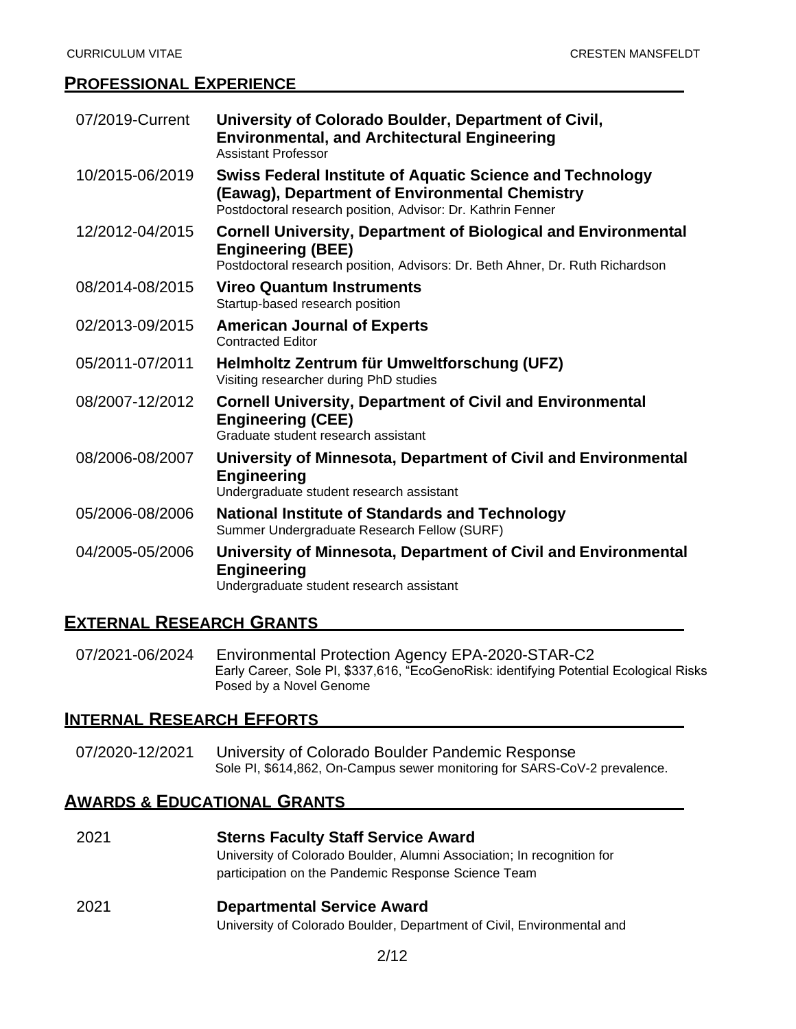## PROFESSIONAL EXPERIENCE

07/2019-Current **University of Colorado Boulder, Department of Civil, Environmental, and Architectural Engineering**
Assistant Professor

10/2015-06/2019 **Swiss Federal Institute of Aquatic Science and Technology (Eawag), Department of Environmental Chemistry**
Postdoctoral research position, Advisor: Dr. Kathrin Fenner

12/2012-04/2015 **Cornell University, Department of Biological and Environmental Engineering (BEE)**
Postdoctoral research position, Advisors: Dr. Beth Ahner, Dr. Ruth Richardson

08/2014-08/2015 **Vireo Quantum Instruments**
Startup-based research position

02/2013-09/2015 **American Journal of Experts**
Contracted Editor

05/2011-07/2011 **Helmholtz Zentrum für Umweltforschung (UFZ)**
Visiting researcher during PhD studies

08/2007-12/2012 **Cornell University, Department of Civil and Environmental Engineering (CEE)**
Graduate student research assistant

08/2006-08/2007 **University of Minnesota, Department of Civil and Environmental Engineering**
Undergraduate student research assistant

05/2006-08/2006 **National Institute of Standards and Technology**
Summer Undergraduate Research Fellow (SURF)

04/2005-05/2006 **University of Minnesota, Department of Civil and Environmental Engineering**
Undergraduate student research assistant

## EXTERNAL RESEARCH GRANTS

07/2021-06/2024 Environmental Protection Agency EPA-2020-STAR-C2
Early Career, Sole PI, $337,616, "EcoGenoRisk: identifying Potential Ecological Risks Posed by a Novel Genome

## INTERNAL RESEARCH EFFORTS

07/2020-12/2021 University of Colorado Boulder Pandemic Response
Sole PI, $614,862, On-Campus sewer monitoring for SARS-CoV-2 prevalence.

## AWARDS & EDUCATIONAL GRANTS

2021 **Sterns Faculty Staff Service Award**
University of Colorado Boulder, Alumni Association; In recognition for participation on the Pandemic Response Science Team

2021 **Departmental Service Award**
University of Colorado Boulder, Department of Civil, Environmental and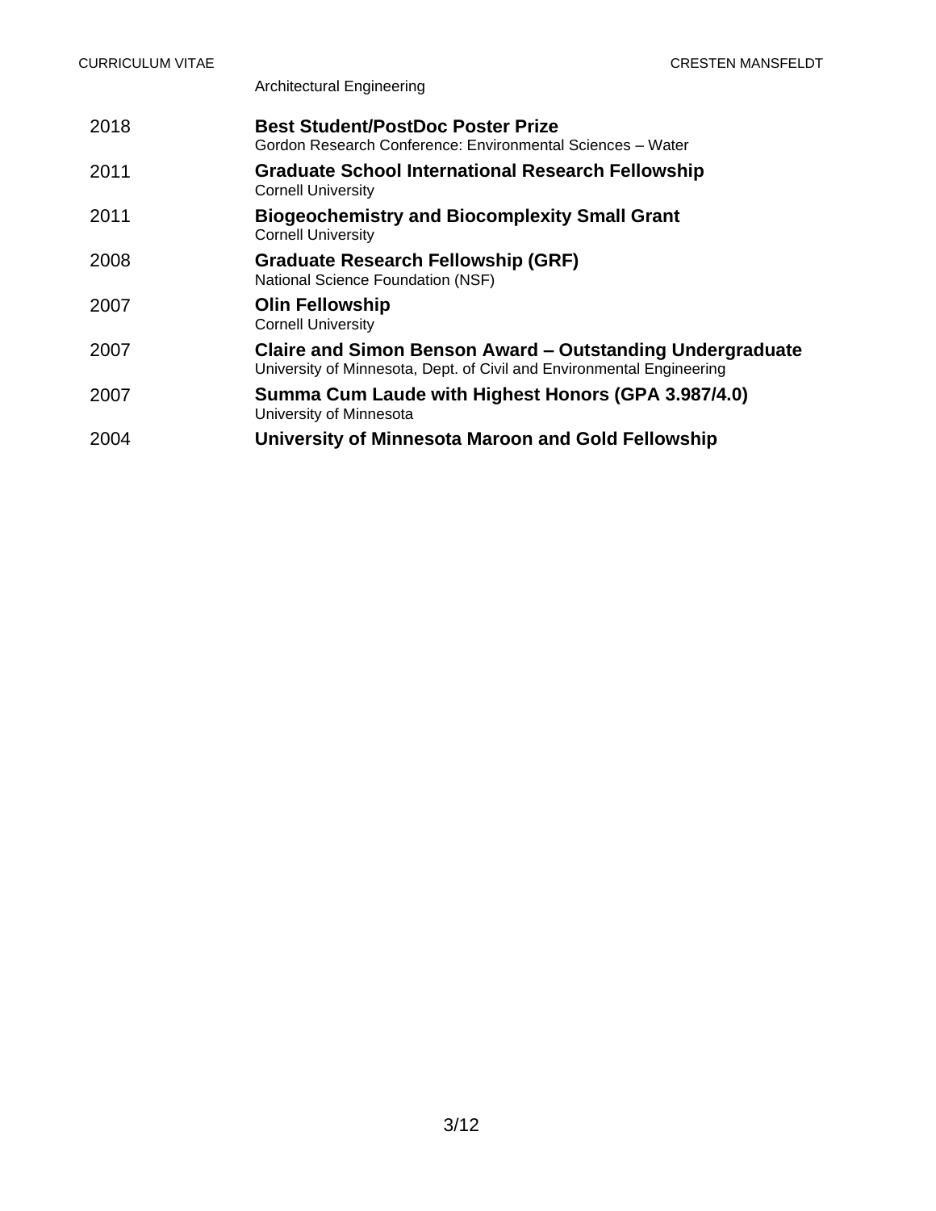Architectural Engineering

2018 **Best Student/PostDoc Poster Prize**
Gordon Research Conference: Environmental Sciences – Water

2011 **Graduate School International Research Fellowship**
Cornell University

2011 **Biogeochemistry and Biocomplexity Small Grant**
Cornell University

2008 **Graduate Research Fellowship (GRF)**
National Science Foundation (NSF)

2007 **Olin Fellowship**
Cornell University

2007 **Claire and Simon Benson Award – Outstanding Undergraduate**
University of Minnesota, Dept. of Civil and Environmental Engineering

2007 **Summa Cum Laude with Highest Honors (GPA 3.987/4.0)**
University of Minnesota

2004 **University of Minnesota Maroon and Gold Fellowship**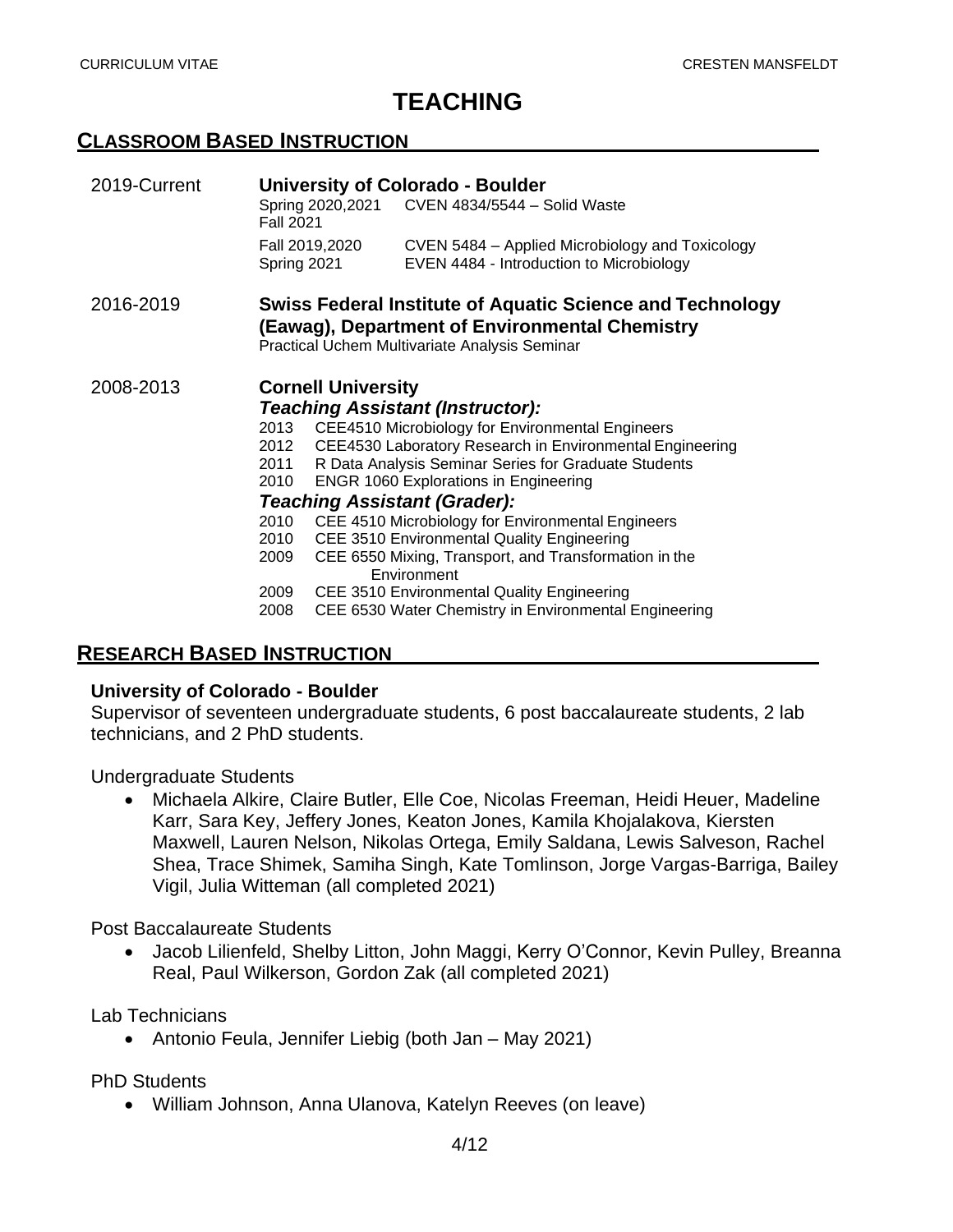# TEACHING

## CLASSROOM BASED INSTRUCTION

**2019-Current** — **University of Colorado - Boulder**

| | |
|---|---|
| Spring 2020,2021<br>Fall 2021 | CVEN 4834/5544 – Solid Waste |
| Fall 2019,2020<br>Spring 2021 | CVEN 5484 – Applied Microbiology and Toxicology<br>EVEN 4484 - Introduction to Microbiology |

**2016-2019** — **Swiss Federal Institute of Aquatic Science and Technology (Eawag), Department of Environmental Chemistry**

Practical Uchem Multivariate Analysis Seminar

**2008-2013** — **Cornell University**

***Teaching Assistant (Instructor):***

- 2013 CEE4510 Microbiology for Environmental Engineers
- 2012 CEE4530 Laboratory Research in Environmental Engineering
- 2011 R Data Analysis Seminar Series for Graduate Students
- 2010 ENGR 1060 Explorations in Engineering

***Teaching Assistant (Grader):***

- 2010 CEE 4510 Microbiology for Environmental Engineers
- 2010 CEE 3510 Environmental Quality Engineering
- 2009 CEE 6550 Mixing, Transport, and Transformation in the Environment
- 2009 CEE 3510 Environmental Quality Engineering
- 2008 CEE 6530 Water Chemistry in Environmental Engineering

## RESEARCH BASED INSTRUCTION

**University of Colorado - Boulder**

Supervisor of seventeen undergraduate students, 6 post baccalaureate students, 2 lab technicians, and 2 PhD students.

Undergraduate Students

- Michaela Alkire, Claire Butler, Elle Coe, Nicolas Freeman, Heidi Heuer, Madeline Karr, Sara Key, Jeffery Jones, Keaton Jones, Kamila Khojalakova, Kiersten Maxwell, Lauren Nelson, Nikolas Ortega, Emily Saldana, Lewis Salveson, Rachel Shea, Trace Shimek, Samiha Singh, Kate Tomlinson, Jorge Vargas-Barriga, Bailey Vigil, Julia Witteman (all completed 2021)

Post Baccalaureate Students

- Jacob Lilienfeld, Shelby Litton, John Maggi, Kerry O'Connor, Kevin Pulley, Breanna Real, Paul Wilkerson, Gordon Zak (all completed 2021)

Lab Technicians

- Antonio Feula, Jennifer Liebig (both Jan – May 2021)

PhD Students

- William Johnson, Anna Ulanova, Katelyn Reeves (on leave)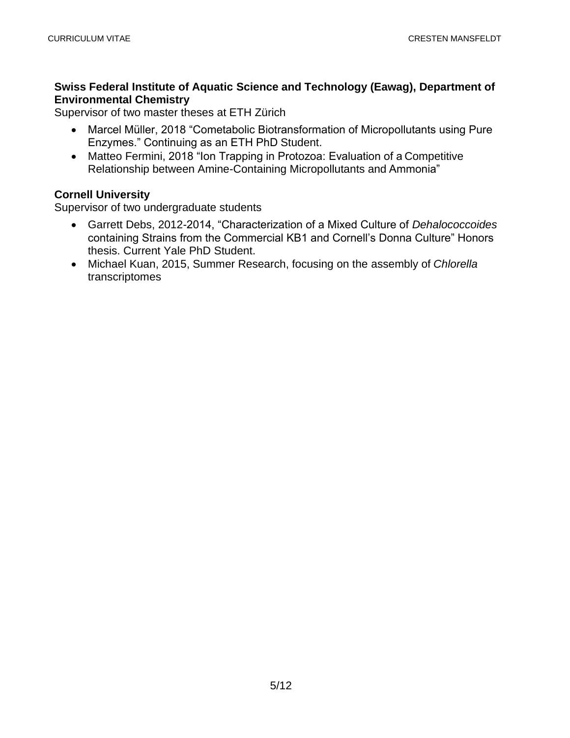**Swiss Federal Institute of Aquatic Science and Technology (Eawag), Department of Environmental Chemistry**

Supervisor of two master theses at ETH Zürich

- Marcel Müller, 2018 "Cometabolic Biotransformation of Micropollutants using Pure Enzymes." Continuing as an ETH PhD Student.
- Matteo Fermini, 2018 "Ion Trapping in Protozoa: Evaluation of a Competitive Relationship between Amine-Containing Micropollutants and Ammonia"

**Cornell University**

Supervisor of two undergraduate students

- Garrett Debs, 2012-2014, "Characterization of a Mixed Culture of *Dehalococcoides* containing Strains from the Commercial KB1 and Cornell's Donna Culture" Honors thesis. Current Yale PhD Student.
- Michael Kuan, 2015, Summer Research, focusing on the assembly of *Chlorella* transcriptomes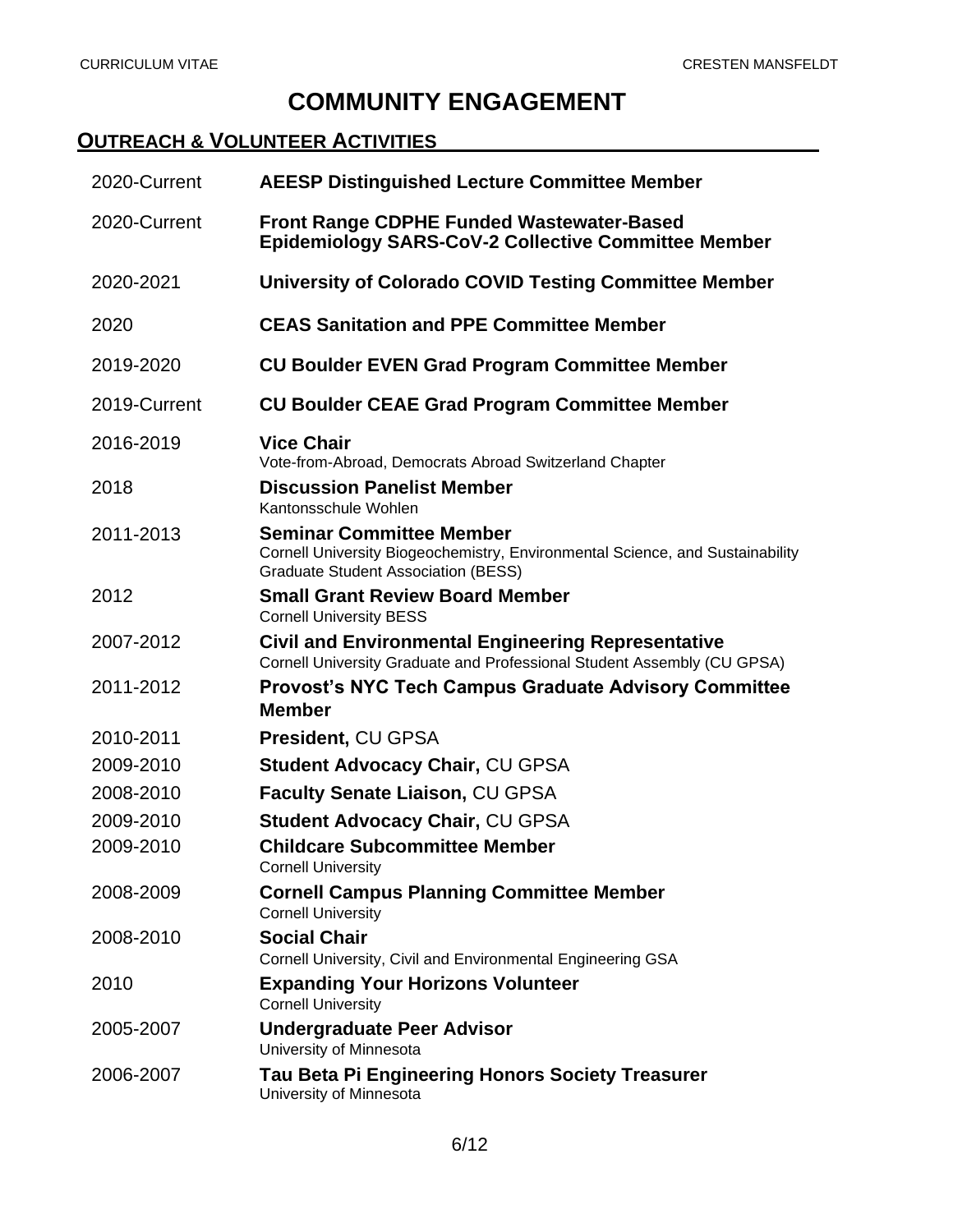# COMMUNITY ENGAGEMENT

## OUTREACH & VOLUNTEER ACTIVITIES

| | |
|---|---|
| 2020-Current | **AEESP Distinguished Lecture Committee Member** |
| 2020-Current | **Front Range CDPHE Funded Wastewater-Based Epidemiology SARS-CoV-2 Collective Committee Member** |
| 2020-2021 | **University of Colorado COVID Testing Committee Member** |
| 2020 | **CEAS Sanitation and PPE Committee Member** |
| 2019-2020 | **CU Boulder EVEN Grad Program Committee Member** |
| 2019-Current | **CU Boulder CEAE Grad Program Committee Member** |
| 2016-2019 | **Vice Chair**<br>Vote-from-Abroad, Democrats Abroad Switzerland Chapter |
| 2018 | **Discussion Panelist Member**<br>Kantonsschule Wohlen |
| 2011-2013 | **Seminar Committee Member**<br>Cornell University Biogeochemistry, Environmental Science, and Sustainability Graduate Student Association (BESS) |
| 2012 | **Small Grant Review Board Member**<br>Cornell University BESS |
| 2007-2012 | **Civil and Environmental Engineering Representative**<br>Cornell University Graduate and Professional Student Assembly (CU GPSA) |
| 2011-2012 | **Provost's NYC Tech Campus Graduate Advisory Committee Member** |
| 2010-2011 | **President,** CU GPSA |
| 2009-2010 | **Student Advocacy Chair,** CU GPSA |
| 2008-2010 | **Faculty Senate Liaison,** CU GPSA |
| 2009-2010 | **Student Advocacy Chair,** CU GPSA |
| 2009-2010 | **Childcare Subcommittee Member**<br>Cornell University |
| 2008-2009 | **Cornell Campus Planning Committee Member**<br>Cornell University |
| 2008-2010 | **Social Chair**<br>Cornell University, Civil and Environmental Engineering GSA |
| 2010 | **Expanding Your Horizons Volunteer**<br>Cornell University |
| 2005-2007 | **Undergraduate Peer Advisor**<br>University of Minnesota |
| 2006-2007 | **Tau Beta Pi Engineering Honors Society Treasurer**<br>University of Minnesota |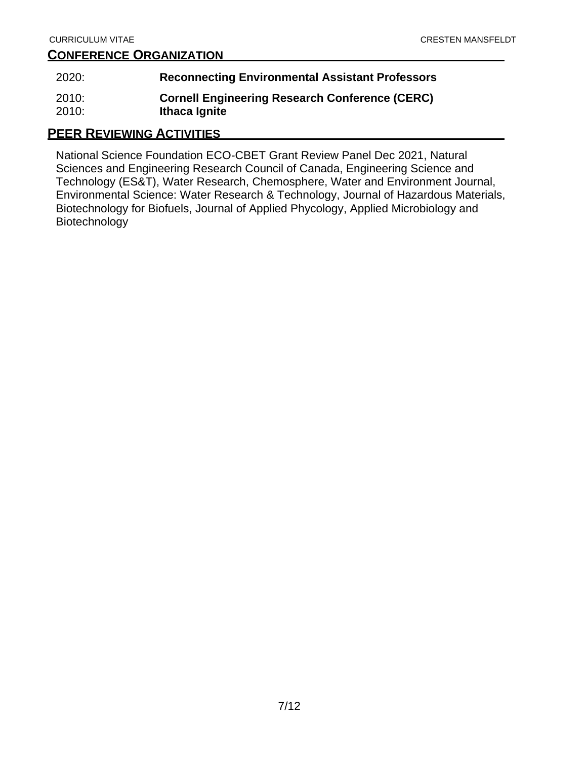## Conference Organization

2020: **Reconnecting Environmental Assistant Professors**

2010: **Cornell Engineering Research Conference (CERC)**
2010: **Ithaca Ignite**

## Peer Reviewing Activities

National Science Foundation ECO-CBET Grant Review Panel Dec 2021, Natural Sciences and Engineering Research Council of Canada, Engineering Science and Technology (ES&T), Water Research, Chemosphere, Water and Environment Journal, Environmental Science: Water Research & Technology, Journal of Hazardous Materials, Biotechnology for Biofuels, Journal of Applied Phycology, Applied Microbiology and Biotechnology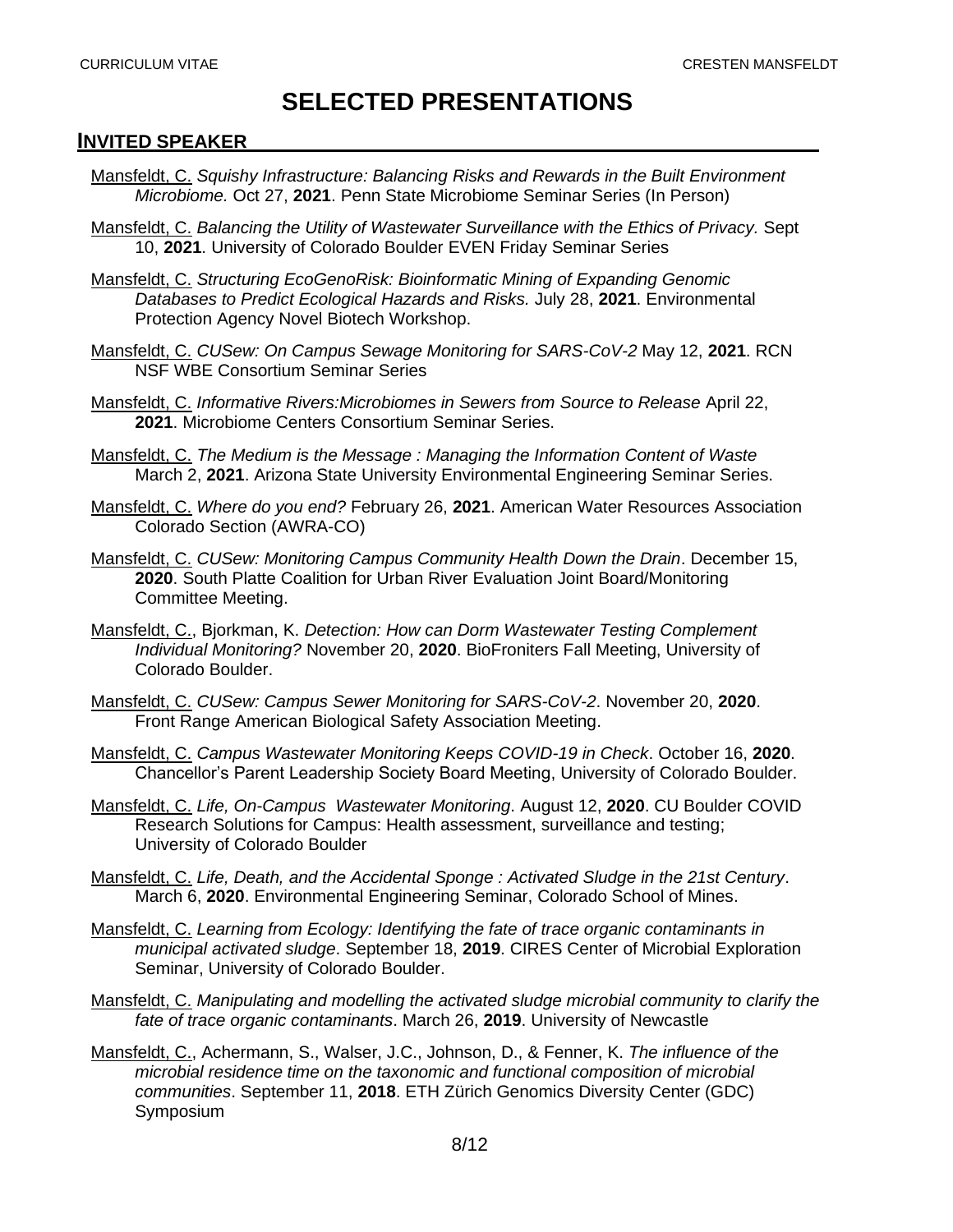# SELECTED PRESENTATIONS

## INVITED SPEAKER

- Mansfeldt, C. *Squishy Infrastructure: Balancing Risks and Rewards in the Built Environment Microbiome.* Oct 27, **2021**. Penn State Microbiome Seminar Series (In Person)
- Mansfeldt, C. *Balancing the Utility of Wastewater Surveillance with the Ethics of Privacy.* Sept 10, **2021**. University of Colorado Boulder EVEN Friday Seminar Series
- Mansfeldt, C. *Structuring EcoGenoRisk: Bioinformatic Mining of Expanding Genomic Databases to Predict Ecological Hazards and Risks.* July 28, **2021**. Environmental Protection Agency Novel Biotech Workshop.
- Mansfeldt, C. *CUSew: On Campus Sewage Monitoring for SARS-CoV-2* May 12, **2021**. RCN NSF WBE Consortium Seminar Series
- Mansfeldt, C. *Informative Rivers:Microbiomes in Sewers from Source to Release* April 22, **2021**. Microbiome Centers Consortium Seminar Series.
- Mansfeldt, C. *The Medium is the Message : Managing the Information Content of Waste* March 2, **2021**. Arizona State University Environmental Engineering Seminar Series.
- Mansfeldt, C. *Where do you end?* February 26, **2021**. American Water Resources Association Colorado Section (AWRA-CO)
- Mansfeldt, C. *CUSew: Monitoring Campus Community Health Down the Drain*. December 15, **2020**. South Platte Coalition for Urban River Evaluation Joint Board/Monitoring Committee Meeting.
- Mansfeldt, C., Bjorkman, K. *Detection: How can Dorm Wastewater Testing Complement Individual Monitoring?* November 20, **2020**. BioFroniters Fall Meeting, University of Colorado Boulder.
- Mansfeldt, C. *CUSew: Campus Sewer Monitoring for SARS-CoV-2*. November 20, **2020**. Front Range American Biological Safety Association Meeting.
- Mansfeldt, C. *Campus Wastewater Monitoring Keeps COVID-19 in Check*. October 16, **2020**. Chancellor's Parent Leadership Society Board Meeting, University of Colorado Boulder.
- Mansfeldt, C. *Life, On-Campus Wastewater Monitoring*. August 12, **2020**. CU Boulder COVID Research Solutions for Campus: Health assessment, surveillance and testing; University of Colorado Boulder
- Mansfeldt, C. *Life, Death, and the Accidental Sponge : Activated Sludge in the 21st Century*. March 6, **2020**. Environmental Engineering Seminar, Colorado School of Mines.
- Mansfeldt, C. *Learning from Ecology: Identifying the fate of trace organic contaminants in municipal activated sludge*. September 18, **2019**. CIRES Center of Microbial Exploration Seminar, University of Colorado Boulder.
- Mansfeldt, C. *Manipulating and modelling the activated sludge microbial community to clarify the fate of trace organic contaminants*. March 26, **2019**. University of Newcastle
- Mansfeldt, C., Achermann, S., Walser, J.C., Johnson, D., & Fenner, K. *The influence of the microbial residence time on the taxonomic and functional composition of microbial communities*. September 11, **2018**. ETH Zürich Genomics Diversity Center (GDC) Symposium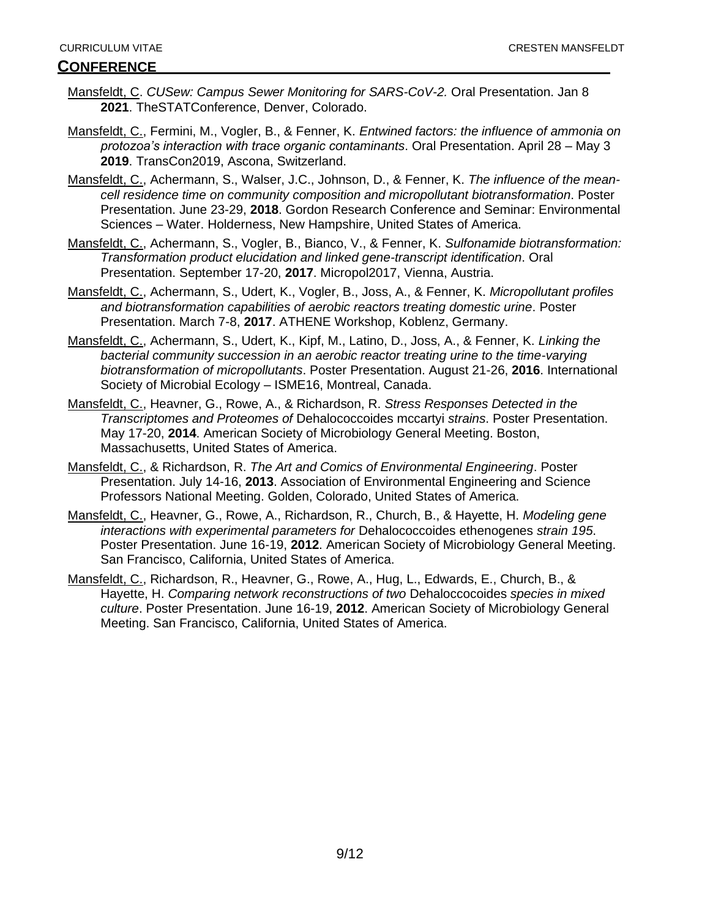## CONFERENCE

<u>Mansfeldt, C</u>. *CUSew: Campus Sewer Monitoring for SARS-CoV-2.* Oral Presentation. Jan 8 **2021**. TheSTATConference, Denver, Colorado.

<u>Mansfeldt, C.</u>, Fermini, M., Vogler, B., & Fenner, K. *Entwined factors: the influence of ammonia on protozoa's interaction with trace organic contaminants*. Oral Presentation. April 28 – May 3 **2019**. TransCon2019, Ascona, Switzerland.

<u>Mansfeldt, C.</u>, Achermann, S., Walser, J.C., Johnson, D., & Fenner, K. *The influence of the mean-cell residence time on community composition and micropollutant biotransformation*. Poster Presentation. June 23-29, **2018**. Gordon Research Conference and Seminar: Environmental Sciences – Water. Holderness, New Hampshire, United States of America.

<u>Mansfeldt, C.</u>, Achermann, S., Vogler, B., Bianco, V., & Fenner, K. *Sulfonamide biotransformation: Transformation product elucidation and linked gene-transcript identification*. Oral Presentation. September 17-20, **2017**. Micropol2017, Vienna, Austria.

<u>Mansfeldt, C.</u>, Achermann, S., Udert, K., Vogler, B., Joss, A., & Fenner, K. *Micropollutant profiles and biotransformation capabilities of aerobic reactors treating domestic urine*. Poster Presentation. March 7-8, **2017**. ATHENE Workshop, Koblenz, Germany.

<u>Mansfeldt, C.</u>, Achermann, S., Udert, K., Kipf, M., Latino, D., Joss, A., & Fenner, K. *Linking the bacterial community succession in an aerobic reactor treating urine to the time-varying biotransformation of micropollutants*. Poster Presentation. August 21-26, **2016**. International Society of Microbial Ecology – ISME16, Montreal, Canada.

<u>Mansfeldt, C.</u>, Heavner, G., Rowe, A., & Richardson, R. *Stress Responses Detected in the Transcriptomes and Proteomes of* Dehalococcoides mccartyi *strains*. Poster Presentation. May 17-20, **2014**. American Society of Microbiology General Meeting. Boston, Massachusetts, United States of America.

<u>Mansfeldt, C.</u>, & Richardson, R. *The Art and Comics of Environmental Engineering*. Poster Presentation. July 14-16, **2013**. Association of Environmental Engineering and Science Professors National Meeting. Golden, Colorado, United States of America.

<u>Mansfeldt, C.</u>, Heavner, G., Rowe, A., Richardson, R., Church, B., & Hayette, H. *Modeling gene interactions with experimental parameters for* Dehalococcoides ethenogenes *strain 195*. Poster Presentation. June 16-19, **2012**. American Society of Microbiology General Meeting. San Francisco, California, United States of America.

<u>Mansfeldt, C.</u>, Richardson, R., Heavner, G., Rowe, A., Hug, L., Edwards, E., Church, B., & Hayette, H. *Comparing network reconstructions of two* Dehaloccocoides *species in mixed culture*. Poster Presentation. June 16-19, **2012**. American Society of Microbiology General Meeting. San Francisco, California, United States of America.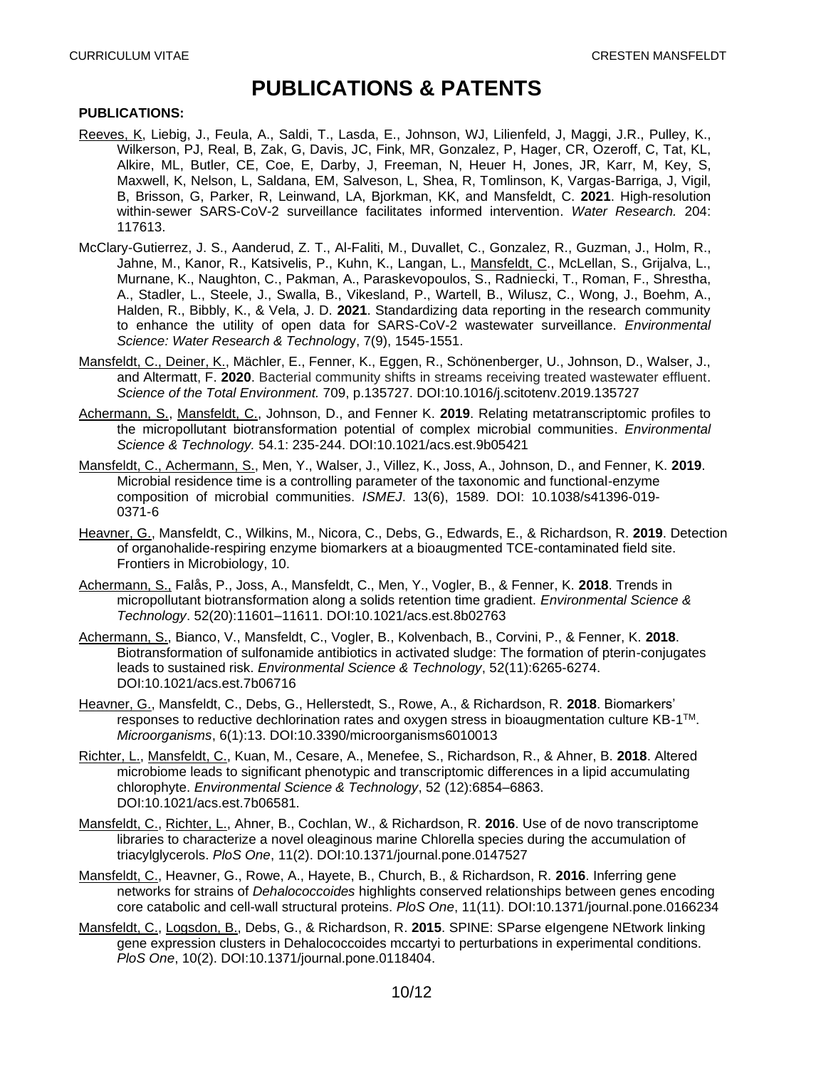# PUBLICATIONS & PATENTS

**PUBLICATIONS:**

Reeves, K, Liebig, J., Feula, A., Saldi, T., Lasda, E., Johnson, WJ, Lilienfeld, J, Maggi, J.R., Pulley, K., Wilkerson, PJ, Real, B, Zak, G, Davis, JC, Fink, MR, Gonzalez, P, Hager, CR, Ozeroff, C, Tat, KL, Alkire, ML, Butler, CE, Coe, E, Darby, J, Freeman, N, Heuer H, Jones, JR, Karr, M, Key, S, Maxwell, K, Nelson, L, Saldana, EM, Salveson, L, Shea, R, Tomlinson, K, Vargas-Barriga, J, Vigil, B, Brisson, G, Parker, R, Leinwand, LA, Bjorkman, KK, and Mansfeldt, C. **2021**. High-resolution within-sewer SARS-CoV-2 surveillance facilitates informed intervention. *Water Research.* 204: 117613.

McClary-Gutierrez, J. S., Aanderud, Z. T., Al-Faliti, M., Duvallet, C., Gonzalez, R., Guzman, J., Holm, R., Jahne, M., Kanor, R., Katsivelis, P., Kuhn, K., Langan, L., Mansfeldt, C., McLellan, S., Grijalva, L., Murnane, K., Naughton, C., Pakman, A., Paraskevopoulos, S., Radniecki, T., Roman, F., Shrestha, A., Stadler, L., Steele, J., Swalla, B., Vikesland, P., Wartell, B., Wilusz, C., Wong, J., Boehm, A., Halden, R., Bibbly, K., & Vela, J. D. **2021**. Standardizing data reporting in the research community to enhance the utility of open data for SARS-CoV-2 wastewater surveillance. *Environmental Science: Water Research & Technolog*y, 7(9), 1545-1551.

Mansfeldt, C., Deiner, K., Mächler, E., Fenner, K., Eggen, R., Schönenberger, U., Johnson, D., Walser, J., and Altermatt, F. **2020**. Bacterial community shifts in streams receiving treated wastewater effluent. *Science of the Total Environment.* 709, p.135727. DOI:10.1016/j.scitotenv.2019.135727

Achermann, S., Mansfeldt, C., Johnson, D., and Fenner K. **2019**. Relating metatranscriptomic profiles to the micropollutant biotransformation potential of complex microbial communities. *Environmental Science & Technology.* 54.1: 235-244. DOI:10.1021/acs.est.9b05421

Mansfeldt, C., Achermann, S., Men, Y., Walser, J., Villez, K., Joss, A., Johnson, D., and Fenner, K. **2019**. Microbial residence time is a controlling parameter of the taxonomic and functional-enzyme composition of microbial communities. *ISMEJ*. 13(6), 1589. DOI: 10.1038/s41396-019-0371-6

Heavner, G., Mansfeldt, C., Wilkins, M., Nicora, C., Debs, G., Edwards, E., & Richardson, R. **2019**. Detection of organohalide-respiring enzyme biomarkers at a bioaugmented TCE-contaminated field site. Frontiers in Microbiology, 10.

Achermann, S., Falås, P., Joss, A., Mansfeldt, C., Men, Y., Vogler, B., & Fenner, K. **2018**. Trends in micropollutant biotransformation along a solids retention time gradient. *Environmental Science & Technology*. 52(20):11601–11611. DOI:10.1021/acs.est.8b02763

Achermann, S., Bianco, V., Mansfeldt, C., Vogler, B., Kolvenbach, B., Corvini, P., & Fenner, K. **2018**. Biotransformation of sulfonamide antibiotics in activated sludge: The formation of pterin-conjugates leads to sustained risk. *Environmental Science & Technology*, 52(11):6265-6274. DOI:10.1021/acs.est.7b06716

Heavner, G., Mansfeldt, C., Debs, G., Hellerstedt, S., Rowe, A., & Richardson, R. **2018**. Biomarkers' responses to reductive dechlorination rates and oxygen stress in bioaugmentation culture KB-1™. *Microorganisms*, 6(1):13. DOI:10.3390/microorganisms6010013

Richter, L., Mansfeldt, C., Kuan, M., Cesare, A., Menefee, S., Richardson, R., & Ahner, B. **2018**. Altered microbiome leads to significant phenotypic and transcriptomic differences in a lipid accumulating chlorophyte. *Environmental Science & Technology*, 52 (12):6854–6863. DOI:10.1021/acs.est.7b06581.

Mansfeldt, C., Richter, L., Ahner, B., Cochlan, W., & Richardson, R. **2016**. Use of de novo transcriptome libraries to characterize a novel oleaginous marine Chlorella species during the accumulation of triacylglycerols. *PloS One*, 11(2). DOI:10.1371/journal.pone.0147527

Mansfeldt, C., Heavner, G., Rowe, A., Hayete, B., Church, B., & Richardson, R. **2016**. Inferring gene networks for strains of *Dehalococcoides* highlights conserved relationships between genes encoding core catabolic and cell-wall structural proteins. *PloS One*, 11(11). DOI:10.1371/journal.pone.0166234

Mansfeldt, C., Logsdon, B., Debs, G., & Richardson, R. **2015**. SPINE: SParse eIgengene NEtwork linking gene expression clusters in Dehalococcoides mccartyi to perturbations in experimental conditions. *PloS One*, 10(2). DOI:10.1371/journal.pone.0118404.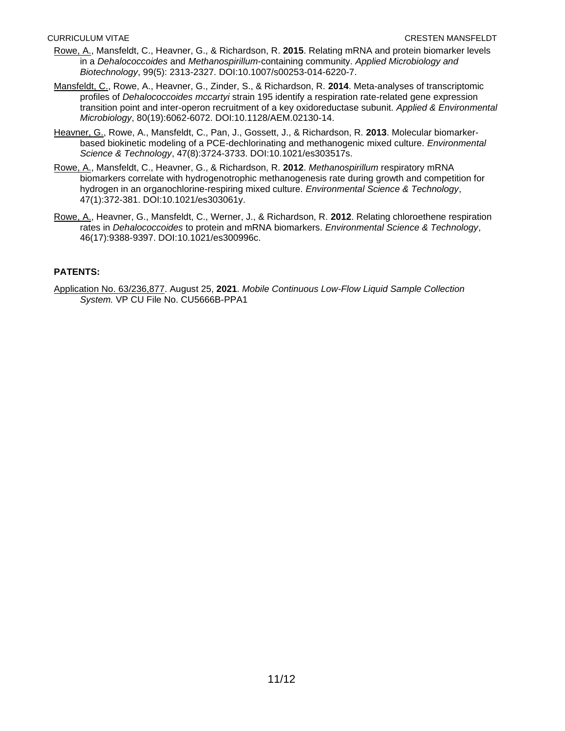<u>Rowe, A.</u>, Mansfeldt, C., Heavner, G., & Richardson, R. **2015**. Relating mRNA and protein biomarker levels in a *Dehalococcoides* and *Methanospirillum*-containing community. *Applied Microbiology and Biotechnology*, 99(5): 2313-2327. DOI:10.1007/s00253-014-6220-7.

<u>Mansfeldt, C.</u>, Rowe, A., Heavner, G., Zinder, S., & Richardson, R. **2014**. Meta-analyses of transcriptomic profiles of *Dehalococcoides mccartyi* strain 195 identify a respiration rate-related gene expression transition point and inter-operon recruitment of a key oxidoreductase subunit. *Applied & Environmental Microbiology*, 80(19):6062-6072. DOI:10.1128/AEM.02130-14.

<u>Heavner, G.</u>, Rowe, A., Mansfeldt, C., Pan, J., Gossett, J., & Richardson, R. **2013**. Molecular biomarker-based biokinetic modeling of a PCE-dechlorinating and methanogenic mixed culture. *Environmental Science & Technology*, 47(8):3724-3733. DOI:10.1021/es303517s.

<u>Rowe, A.</u>, Mansfeldt, C., Heavner, G., & Richardson, R. **2012**. *Methanospirillum* respiratory mRNA biomarkers correlate with hydrogenotrophic methanogenesis rate during growth and competition for hydrogen in an organochlorine-respiring mixed culture. *Environmental Science & Technology*, 47(1):372-381. DOI:10.1021/es303061y.

<u>Rowe, A.</u>, Heavner, G., Mansfeldt, C., Werner, J., & Richardson, R. **2012**. Relating chloroethene respiration rates in *Dehalococcoides* to protein and mRNA biomarkers. *Environmental Science & Technology*, 46(17):9388-9397. DOI:10.1021/es300996c.

**PATENTS:**

<u>Application No. 63/236,877</u>. August 25, **2021**. *Mobile Continuous Low-Flow Liquid Sample Collection System.* VP CU File No. CU5666B-PPA1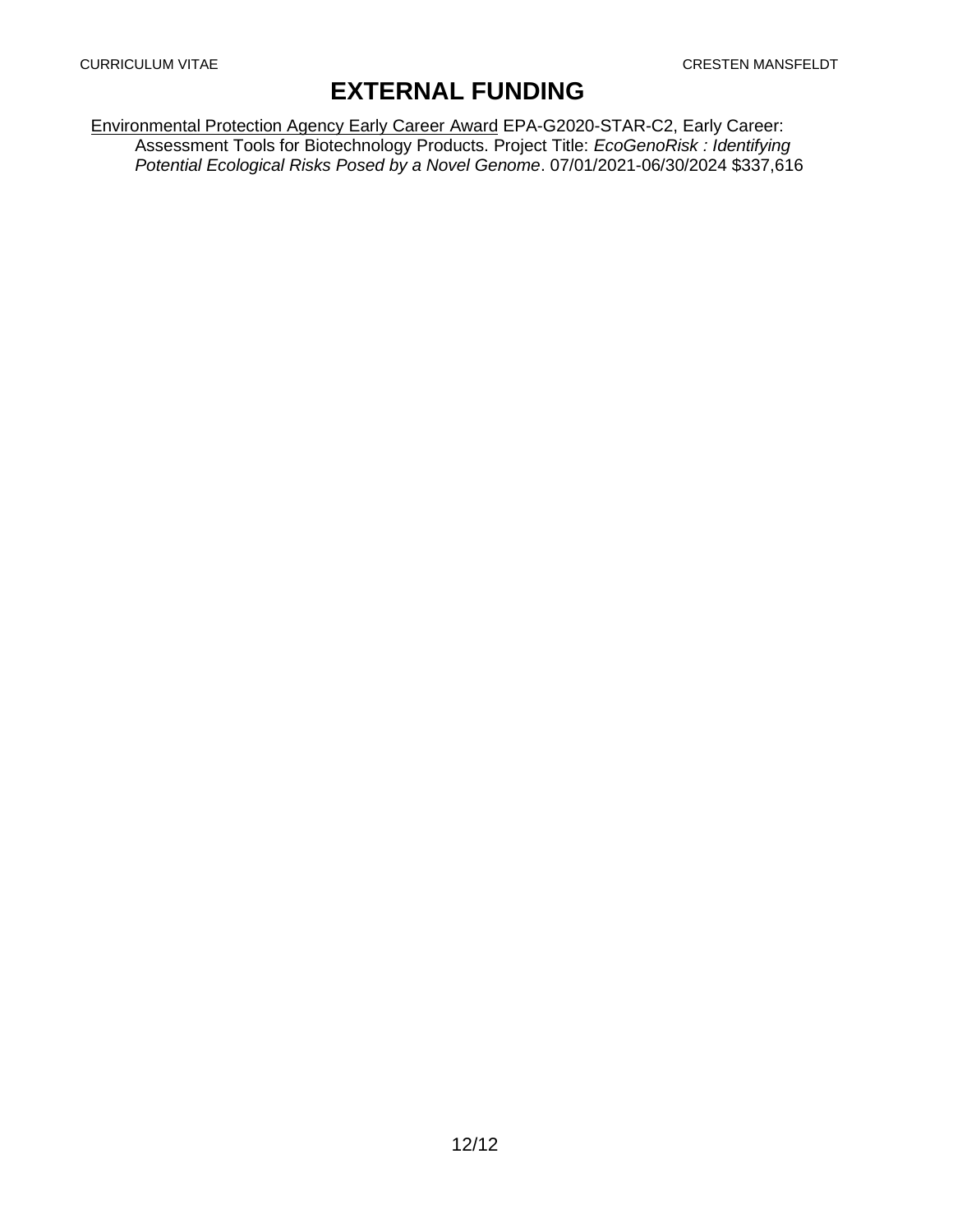# EXTERNAL FUNDING

<u>Environmental Protection Agency Early Career Award</u> EPA-G2020-STAR-C2, Early Career: Assessment Tools for Biotechnology Products. Project Title: *EcoGenoRisk : Identifying Potential Ecological Risks Posed by a Novel Genome*. 07/01/2021-06/30/2024 $337,616